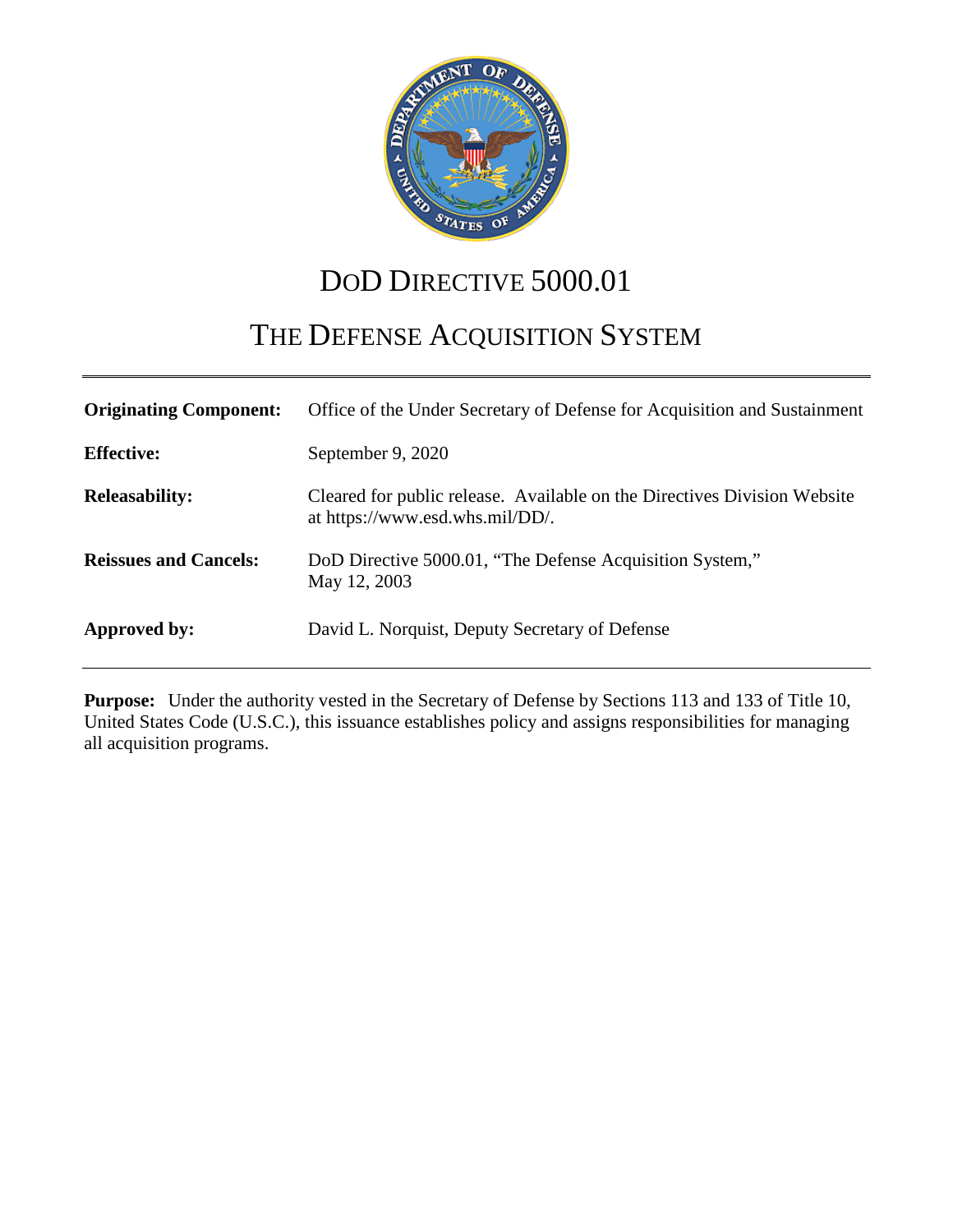# DoD Directive 5000.01

# The Defense Acquisition System

| | |
|---|---|
| **Originating Component:** | Office of the Under Secretary of Defense for Acquisition and Sustainment |
| **Effective:** | September 9, 2020 |
| **Releasability:** | Cleared for public release. Available on the Directives Division Website at https://www.esd.whs.mil/DD/. |
| **Reissues and Cancels:** | DoD Directive 5000.01, "The Defense Acquisition System," May 12, 2003 |
| **Approved by:** | David L. Norquist, Deputy Secretary of Defense |

**Purpose:** Under the authority vested in the Secretary of Defense by Sections 113 and 133 of Title 10, United States Code (U.S.C.), this issuance establishes policy and assigns responsibilities for managing all acquisition programs.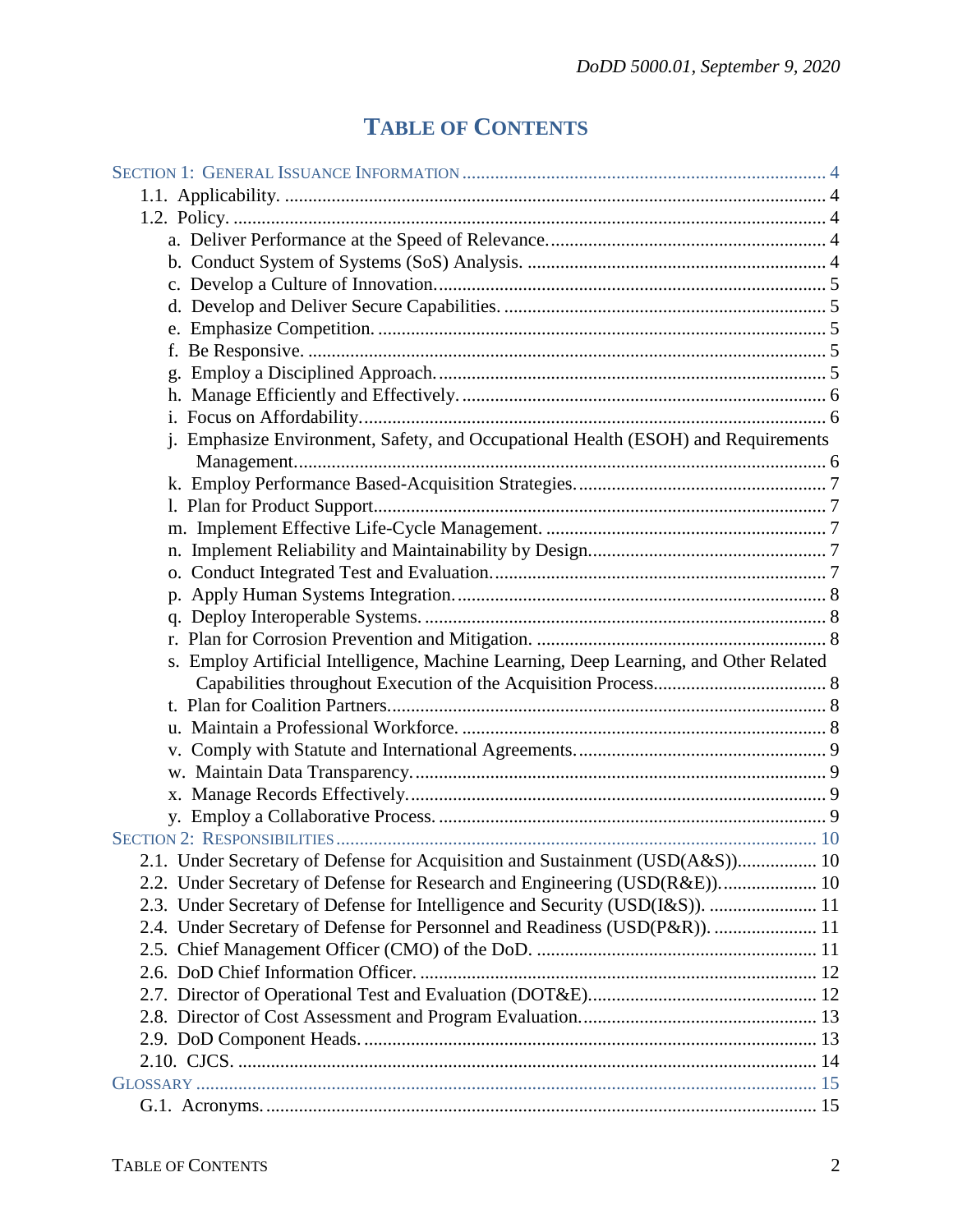# TABLE OF CONTENTS

SECTION 1: GENERAL ISSUANCE INFORMATION ............................................................................ 4
- 1.1. Applicability. .................................................................................................................. 4
- 1.2. Policy. ............................................................................................................................ 4
  - a. Deliver Performance at the Speed of Relevance. ........................................................... 4
  - b. Conduct System of Systems (SoS) Analysis. ............................................................... 4
  - c. Develop a Culture of Innovation. .................................................................................. 5
  - d. Develop and Deliver Secure Capabilities. .................................................................... 5
  - e. Emphasize Competition. ................................................................................................ 5
  - f. Be Responsive. .............................................................................................................. 5
  - g. Employ a Disciplined Approach. ................................................................................... 5
  - h. Manage Efficiently and Effectively. .............................................................................. 6
  - i. Focus on Affordability. .................................................................................................. 6
  - j. Emphasize Environment, Safety, and Occupational Health (ESOH) and Requirements Management. ................................................................................................................ 6
  - k. Employ Performance Based-Acquisition Strategies. ..................................................... 7
  - l. Plan for Product Support. ............................................................................................... 7
  - m. Implement Effective Life-Cycle Management. ............................................................ 7
  - n. Implement Reliability and Maintainability by Design. .................................................. 7
  - o. Conduct Integrated Test and Evaluation. ...................................................................... 7
  - p. Apply Human Systems Integration. ............................................................................... 8
  - q. Deploy Interoperable Systems. ..................................................................................... 8
  - r. Plan for Corrosion Prevention and Mitigation. .............................................................. 8
  - s. Employ Artificial Intelligence, Machine Learning, Deep Learning, and Other Related Capabilities throughout Execution of the Acquisition Process. .................................... 8
  - t. Plan for Coalition Partners. ............................................................................................. 8
  - u. Maintain a Professional Workforce. .............................................................................. 8
  - v. Comply with Statute and International Agreements. ..................................................... 9
  - w. Maintain Data Transparency. ........................................................................................ 9
  - x. Manage Records Effectively. ......................................................................................... 9
  - y. Employ a Collaborative Process. .................................................................................. 9

SECTION 2: RESPONSIBILITIES ..................................................................................................... 10
- 2.1. Under Secretary of Defense for Acquisition and Sustainment (USD(A&S)). ................ 10
- 2.2. Under Secretary of Defense for Research and Engineering (USD(R&E)). .................... 10
- 2.3. Under Secretary of Defense for Intelligence and Security (USD(I&S)). ....................... 11
- 2.4. Under Secretary of Defense for Personnel and Readiness (USD(P&R)). ...................... 11
- 2.5. Chief Management Officer (CMO) of the DoD. ........................................................... 11
- 2.6. DoD Chief Information Officer. ..................................................................................... 12
- 2.7. Director of Operational Test and Evaluation (DOT&E). ................................................ 12
- 2.8. Director of Cost Assessment and Program Evaluation. .................................................. 13
- 2.9. DoD Component Heads. ................................................................................................ 13
- 2.10. CJCS. ........................................................................................................................... 14

GLOSSARY ................................................................................................................................. 15
- G.1. Acronyms. ..................................................................................................................... 15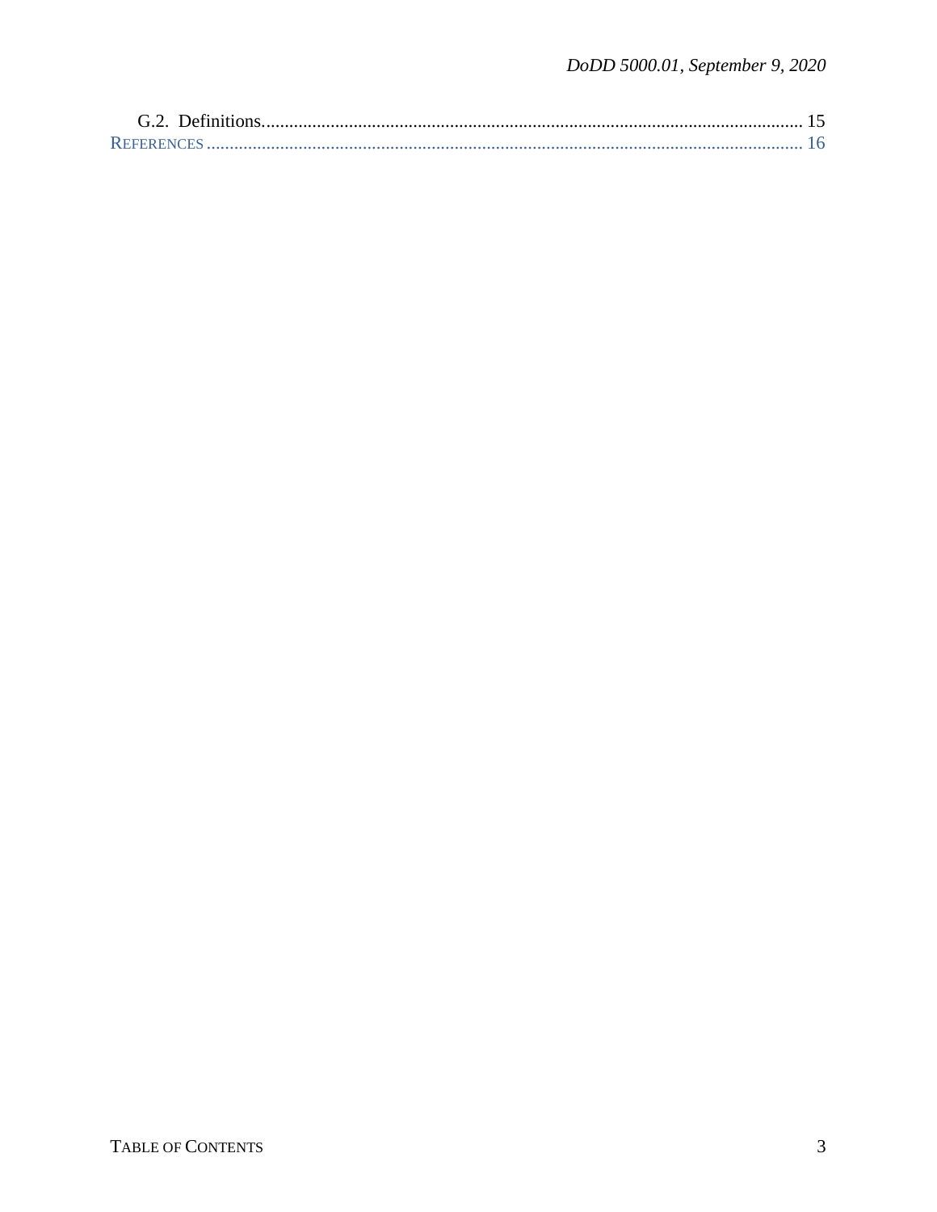G.2. Definitions ..................................................................................................................... 15

REFERENCES .................................................................................................................................. 16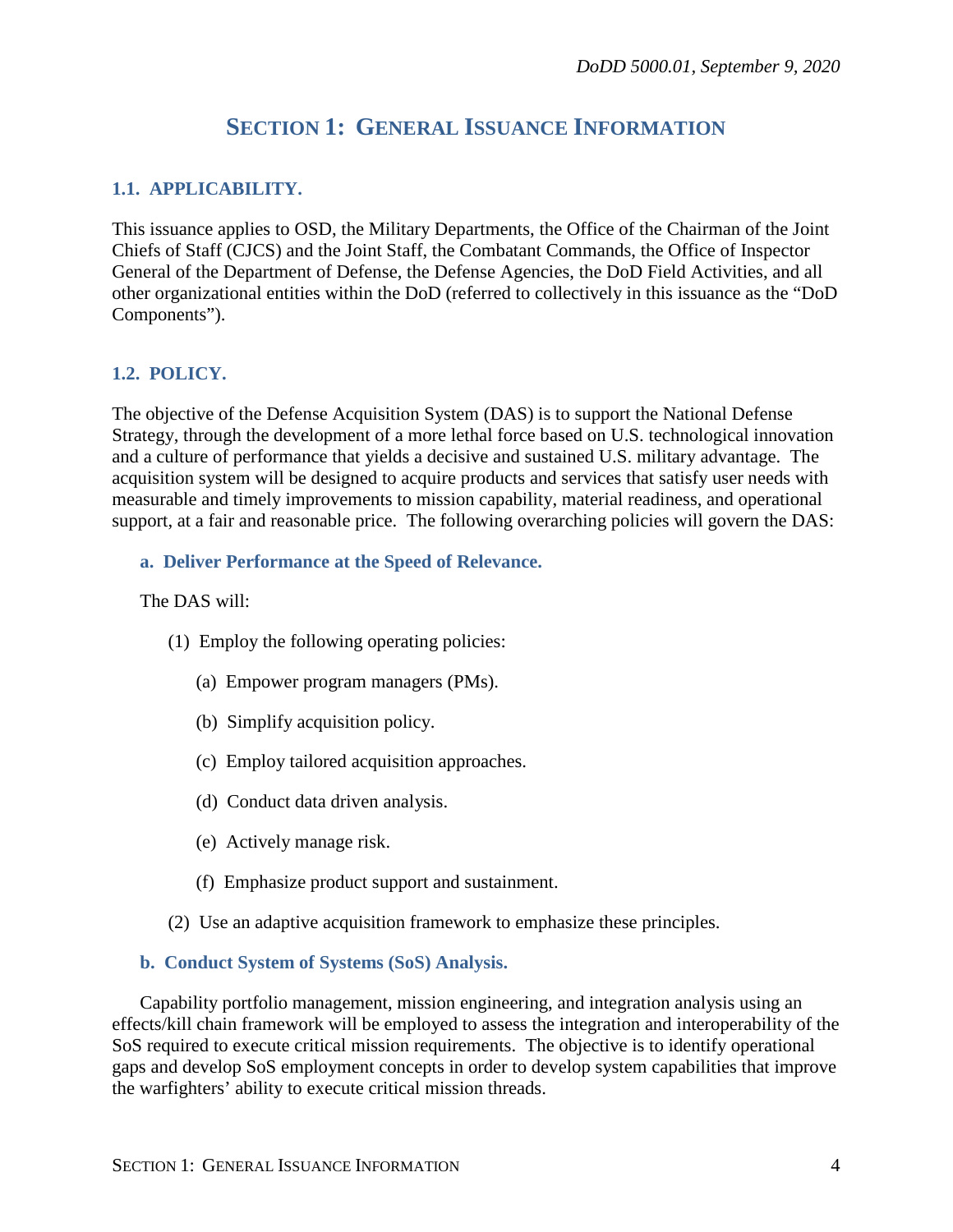# SECTION 1: GENERAL ISSUANCE INFORMATION

## 1.1. APPLICABILITY.

This issuance applies to OSD, the Military Departments, the Office of the Chairman of the Joint Chiefs of Staff (CJCS) and the Joint Staff, the Combatant Commands, the Office of Inspector General of the Department of Defense, the Defense Agencies, the DoD Field Activities, and all other organizational entities within the DoD (referred to collectively in this issuance as the "DoD Components").

## 1.2. POLICY.

The objective of the Defense Acquisition System (DAS) is to support the National Defense Strategy, through the development of a more lethal force based on U.S. technological innovation and a culture of performance that yields a decisive and sustained U.S. military advantage. The acquisition system will be designed to acquire products and services that satisfy user needs with measurable and timely improvements to mission capability, material readiness, and operational support, at a fair and reasonable price. The following overarching policies will govern the DAS:

### a. Deliver Performance at the Speed of Relevance.

The DAS will:

(1) Employ the following operating policies:

(a) Empower program managers (PMs).

(b) Simplify acquisition policy.

(c) Employ tailored acquisition approaches.

(d) Conduct data driven analysis.

(e) Actively manage risk.

(f) Emphasize product support and sustainment.

(2) Use an adaptive acquisition framework to emphasize these principles.

### b. Conduct System of Systems (SoS) Analysis.

Capability portfolio management, mission engineering, and integration analysis using an effects/kill chain framework will be employed to assess the integration and interoperability of the SoS required to execute critical mission requirements. The objective is to identify operational gaps and develop SoS employment concepts in order to develop system capabilities that improve the warfighters' ability to execute critical mission threads.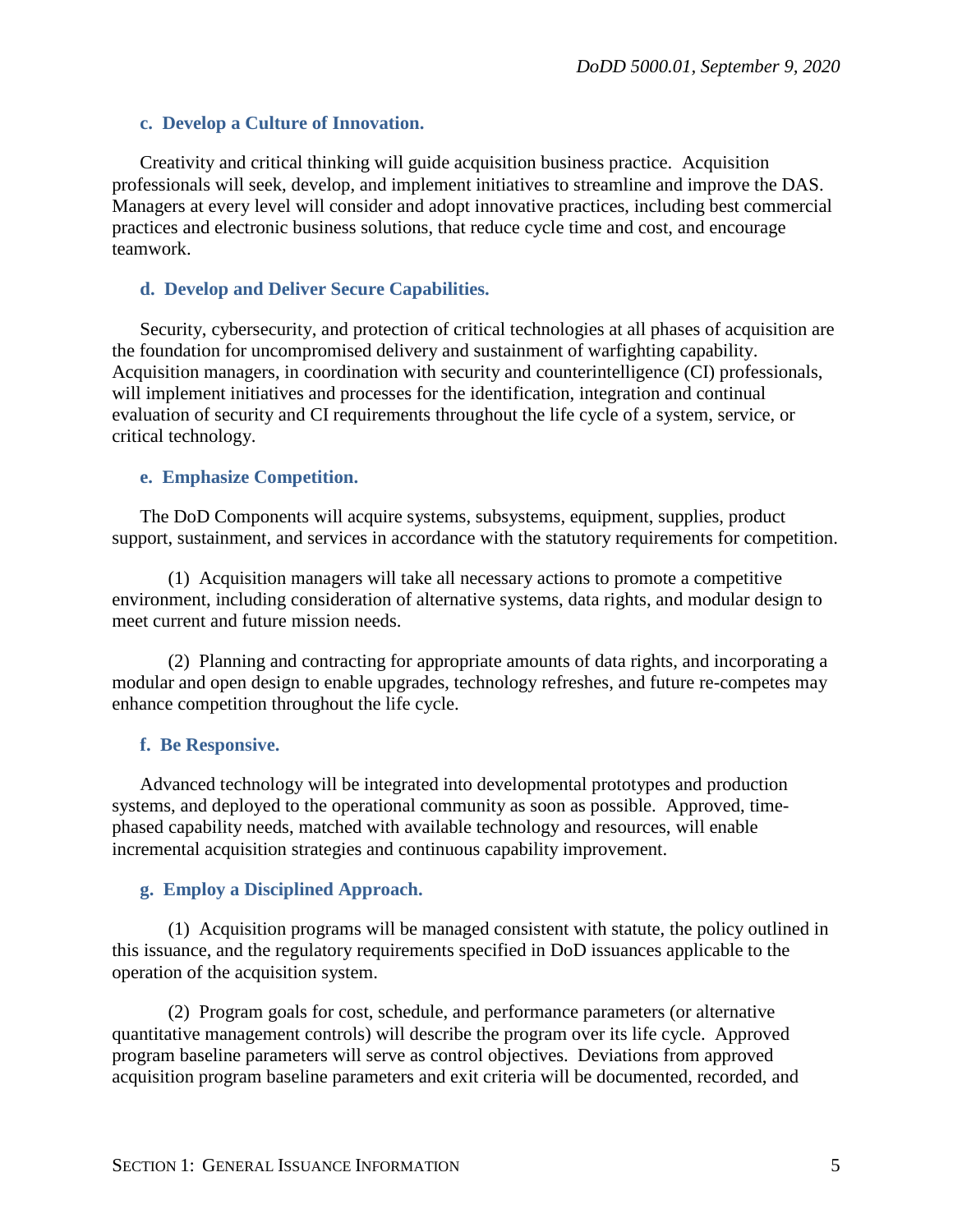### c. Develop a Culture of Innovation.

Creativity and critical thinking will guide acquisition business practice. Acquisition professionals will seek, develop, and implement initiatives to streamline and improve the DAS. Managers at every level will consider and adopt innovative practices, including best commercial practices and electronic business solutions, that reduce cycle time and cost, and encourage teamwork.

### d. Develop and Deliver Secure Capabilities.

Security, cybersecurity, and protection of critical technologies at all phases of acquisition are the foundation for uncompromised delivery and sustainment of warfighting capability. Acquisition managers, in coordination with security and counterintelligence (CI) professionals, will implement initiatives and processes for the identification, integration and continual evaluation of security and CI requirements throughout the life cycle of a system, service, or critical technology.

### e. Emphasize Competition.

The DoD Components will acquire systems, subsystems, equipment, supplies, product support, sustainment, and services in accordance with the statutory requirements for competition.

(1) Acquisition managers will take all necessary actions to promote a competitive environment, including consideration of alternative systems, data rights, and modular design to meet current and future mission needs.

(2) Planning and contracting for appropriate amounts of data rights, and incorporating a modular and open design to enable upgrades, technology refreshes, and future re-competes may enhance competition throughout the life cycle.

### f. Be Responsive.

Advanced technology will be integrated into developmental prototypes and production systems, and deployed to the operational community as soon as possible. Approved, time-phased capability needs, matched with available technology and resources, will enable incremental acquisition strategies and continuous capability improvement.

### g. Employ a Disciplined Approach.

(1) Acquisition programs will be managed consistent with statute, the policy outlined in this issuance, and the regulatory requirements specified in DoD issuances applicable to the operation of the acquisition system.

(2) Program goals for cost, schedule, and performance parameters (or alternative quantitative management controls) will describe the program over its life cycle. Approved program baseline parameters will serve as control objectives. Deviations from approved acquisition program baseline parameters and exit criteria will be documented, recorded, and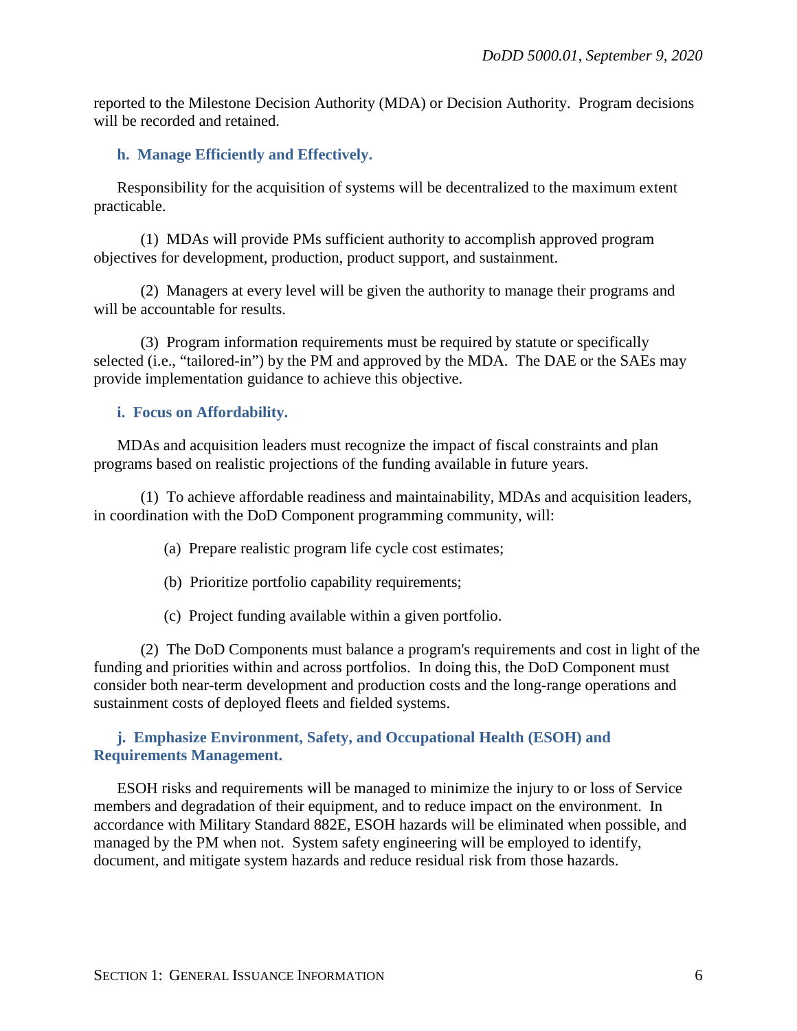reported to the Milestone Decision Authority (MDA) or Decision Authority. Program decisions will be recorded and retained.

### h. Manage Efficiently and Effectively.

Responsibility for the acquisition of systems will be decentralized to the maximum extent practicable.

(1) MDAs will provide PMs sufficient authority to accomplish approved program objectives for development, production, product support, and sustainment.

(2) Managers at every level will be given the authority to manage their programs and will be accountable for results.

(3) Program information requirements must be required by statute or specifically selected (i.e., "tailored-in") by the PM and approved by the MDA. The DAE or the SAEs may provide implementation guidance to achieve this objective.

### i. Focus on Affordability.

MDAs and acquisition leaders must recognize the impact of fiscal constraints and plan programs based on realistic projections of the funding available in future years.

(1) To achieve affordable readiness and maintainability, MDAs and acquisition leaders, in coordination with the DoD Component programming community, will:

(a) Prepare realistic program life cycle cost estimates;

(b) Prioritize portfolio capability requirements;

(c) Project funding available within a given portfolio.

(2) The DoD Components must balance a program's requirements and cost in light of the funding and priorities within and across portfolios. In doing this, the DoD Component must consider both near-term development and production costs and the long-range operations and sustainment costs of deployed fleets and fielded systems.

### j. Emphasize Environment, Safety, and Occupational Health (ESOH) and Requirements Management.

ESOH risks and requirements will be managed to minimize the injury to or loss of Service members and degradation of their equipment, and to reduce impact on the environment. In accordance with Military Standard 882E, ESOH hazards will be eliminated when possible, and managed by the PM when not. System safety engineering will be employed to identify, document, and mitigate system hazards and reduce residual risk from those hazards.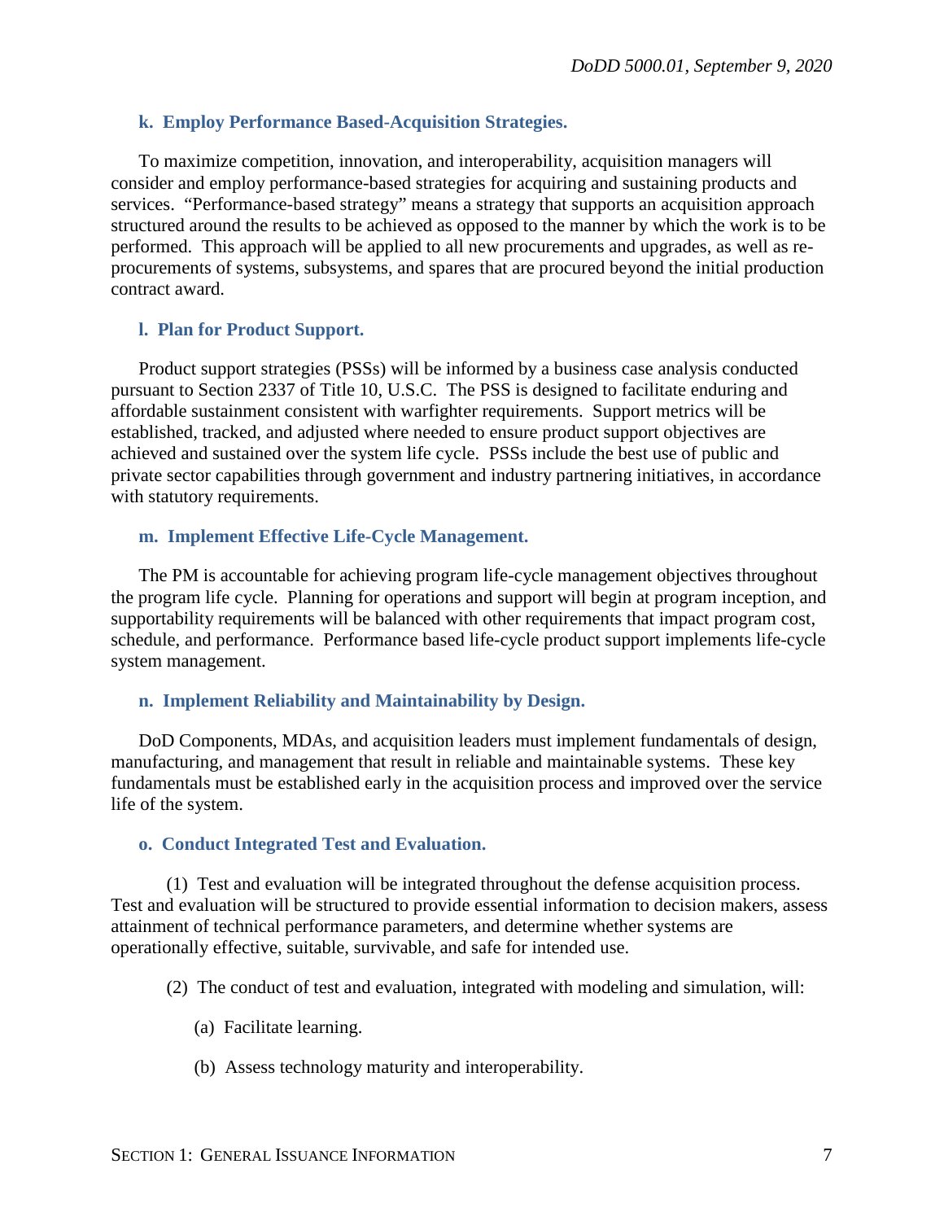### k. Employ Performance Based-Acquisition Strategies.

To maximize competition, innovation, and interoperability, acquisition managers will consider and employ performance-based strategies for acquiring and sustaining products and services. "Performance-based strategy" means a strategy that supports an acquisition approach structured around the results to be achieved as opposed to the manner by which the work is to be performed. This approach will be applied to all new procurements and upgrades, as well as re-procurements of systems, subsystems, and spares that are procured beyond the initial production contract award.

### l. Plan for Product Support.

Product support strategies (PSSs) will be informed by a business case analysis conducted pursuant to Section 2337 of Title 10, U.S.C. The PSS is designed to facilitate enduring and affordable sustainment consistent with warfighter requirements. Support metrics will be established, tracked, and adjusted where needed to ensure product support objectives are achieved and sustained over the system life cycle. PSSs include the best use of public and private sector capabilities through government and industry partnering initiatives, in accordance with statutory requirements.

### m. Implement Effective Life-Cycle Management.

The PM is accountable for achieving program life-cycle management objectives throughout the program life cycle. Planning for operations and support will begin at program inception, and supportability requirements will be balanced with other requirements that impact program cost, schedule, and performance. Performance based life-cycle product support implements life-cycle system management.

### n. Implement Reliability and Maintainability by Design.

DoD Components, MDAs, and acquisition leaders must implement fundamentals of design, manufacturing, and management that result in reliable and maintainable systems. These key fundamentals must be established early in the acquisition process and improved over the service life of the system.

### o. Conduct Integrated Test and Evaluation.

(1) Test and evaluation will be integrated throughout the defense acquisition process. Test and evaluation will be structured to provide essential information to decision makers, assess attainment of technical performance parameters, and determine whether systems are operationally effective, suitable, survivable, and safe for intended use.

(2) The conduct of test and evaluation, integrated with modeling and simulation, will:

(a) Facilitate learning.

(b) Assess technology maturity and interoperability.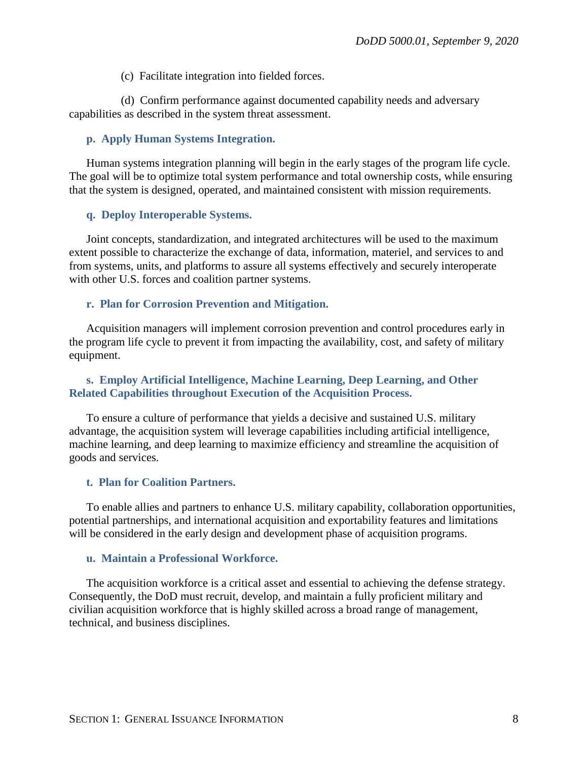(c) Facilitate integration into fielded forces.

(d) Confirm performance against documented capability needs and adversary capabilities as described in the system threat assessment.

### p. Apply Human Systems Integration.

Human systems integration planning will begin in the early stages of the program life cycle. The goal will be to optimize total system performance and total ownership costs, while ensuring that the system is designed, operated, and maintained consistent with mission requirements.

### q. Deploy Interoperable Systems.

Joint concepts, standardization, and integrated architectures will be used to the maximum extent possible to characterize the exchange of data, information, materiel, and services to and from systems, units, and platforms to assure all systems effectively and securely interoperate with other U.S. forces and coalition partner systems.

### r. Plan for Corrosion Prevention and Mitigation.

Acquisition managers will implement corrosion prevention and control procedures early in the program life cycle to prevent it from impacting the availability, cost, and safety of military equipment.

### s. Employ Artificial Intelligence, Machine Learning, Deep Learning, and Other Related Capabilities throughout Execution of the Acquisition Process.

To ensure a culture of performance that yields a decisive and sustained U.S. military advantage, the acquisition system will leverage capabilities including artificial intelligence, machine learning, and deep learning to maximize efficiency and streamline the acquisition of goods and services.

### t. Plan for Coalition Partners.

To enable allies and partners to enhance U.S. military capability, collaboration opportunities, potential partnerships, and international acquisition and exportability features and limitations will be considered in the early design and development phase of acquisition programs.

### u. Maintain a Professional Workforce.

The acquisition workforce is a critical asset and essential to achieving the defense strategy. Consequently, the DoD must recruit, develop, and maintain a fully proficient military and civilian acquisition workforce that is highly skilled across a broad range of management, technical, and business disciplines.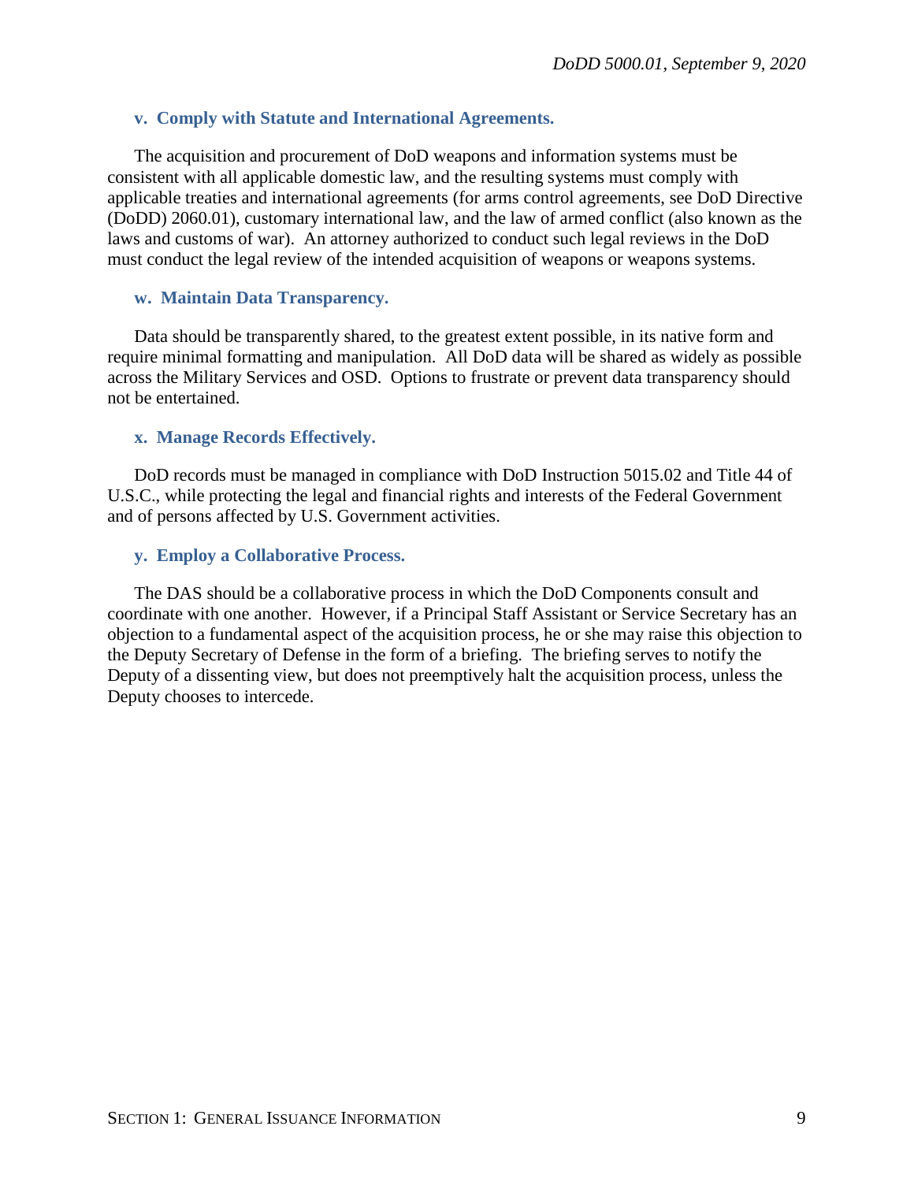### v. Comply with Statute and International Agreements.

The acquisition and procurement of DoD weapons and information systems must be consistent with all applicable domestic law, and the resulting systems must comply with applicable treaties and international agreements (for arms control agreements, see DoD Directive (DoDD) 2060.01), customary international law, and the law of armed conflict (also known as the laws and customs of war). An attorney authorized to conduct such legal reviews in the DoD must conduct the legal review of the intended acquisition of weapons or weapons systems.

### w. Maintain Data Transparency.

Data should be transparently shared, to the greatest extent possible, in its native form and require minimal formatting and manipulation. All DoD data will be shared as widely as possible across the Military Services and OSD. Options to frustrate or prevent data transparency should not be entertained.

### x. Manage Records Effectively.

DoD records must be managed in compliance with DoD Instruction 5015.02 and Title 44 of U.S.C., while protecting the legal and financial rights and interests of the Federal Government and of persons affected by U.S. Government activities.

### y. Employ a Collaborative Process.

The DAS should be a collaborative process in which the DoD Components consult and coordinate with one another. However, if a Principal Staff Assistant or Service Secretary has an objection to a fundamental aspect of the acquisition process, he or she may raise this objection to the Deputy Secretary of Defense in the form of a briefing. The briefing serves to notify the Deputy of a dissenting view, but does not preemptively halt the acquisition process, unless the Deputy chooses to intercede.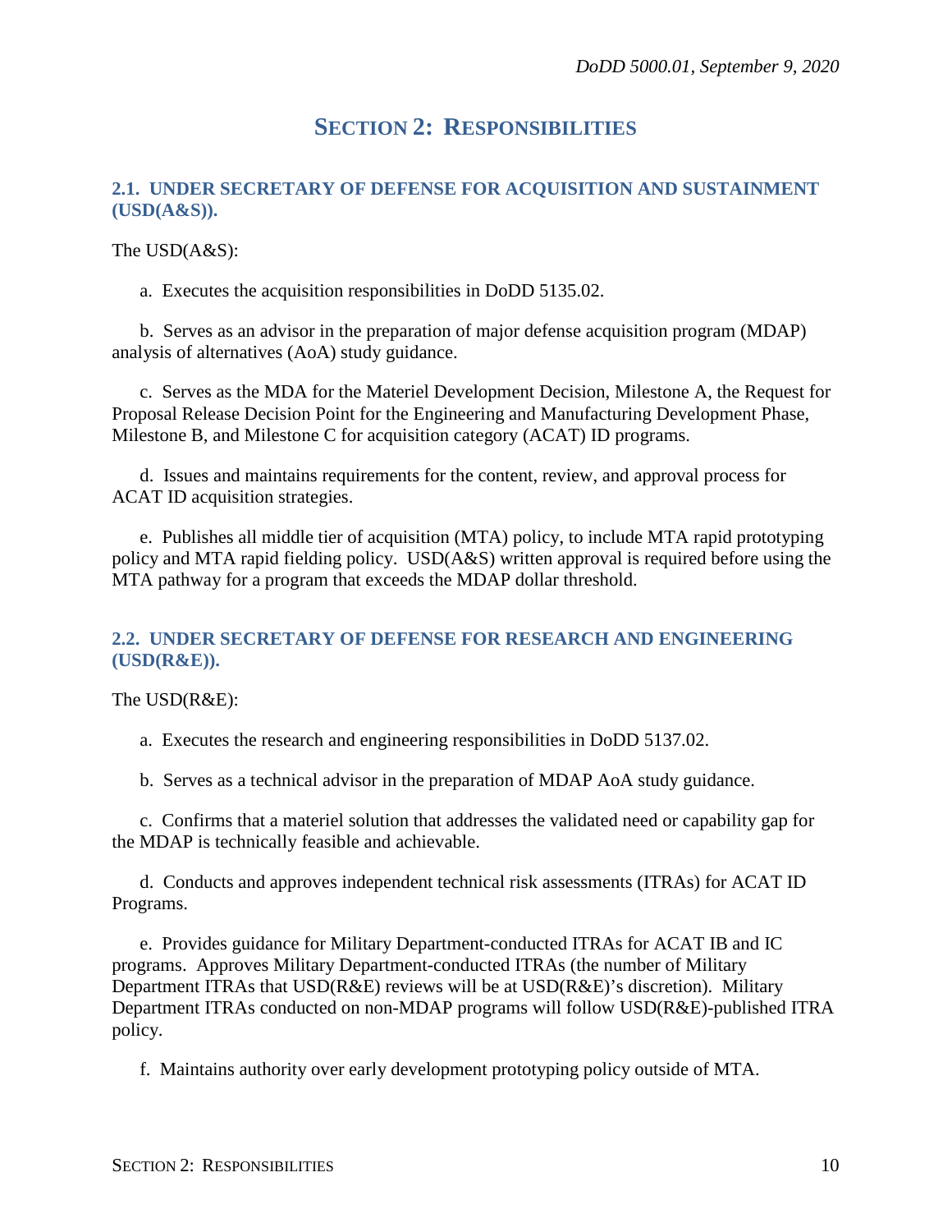# SECTION 2: RESPONSIBILITIES

## 2.1. UNDER SECRETARY OF DEFENSE FOR ACQUISITION AND SUSTAINMENT (USD(A&S)).

The USD(A&S):

a. Executes the acquisition responsibilities in DoDD 5135.02.

b. Serves as an advisor in the preparation of major defense acquisition program (MDAP) analysis of alternatives (AoA) study guidance.

c. Serves as the MDA for the Materiel Development Decision, Milestone A, the Request for Proposal Release Decision Point for the Engineering and Manufacturing Development Phase, Milestone B, and Milestone C for acquisition category (ACAT) ID programs.

d. Issues and maintains requirements for the content, review, and approval process for ACAT ID acquisition strategies.

e. Publishes all middle tier of acquisition (MTA) policy, to include MTA rapid prototyping policy and MTA rapid fielding policy. USD(A&S) written approval is required before using the MTA pathway for a program that exceeds the MDAP dollar threshold.

## 2.2. UNDER SECRETARY OF DEFENSE FOR RESEARCH AND ENGINEERING (USD(R&E)).

The USD(R&E):

a. Executes the research and engineering responsibilities in DoDD 5137.02.

b. Serves as a technical advisor in the preparation of MDAP AoA study guidance.

c. Confirms that a materiel solution that addresses the validated need or capability gap for the MDAP is technically feasible and achievable.

d. Conducts and approves independent technical risk assessments (ITRAs) for ACAT ID Programs.

e. Provides guidance for Military Department-conducted ITRAs for ACAT IB and IC programs. Approves Military Department-conducted ITRAs (the number of Military Department ITRAs that USD(R&E) reviews will be at USD(R&E)'s discretion). Military Department ITRAs conducted on non-MDAP programs will follow USD(R&E)-published ITRA policy.

f. Maintains authority over early development prototyping policy outside of MTA.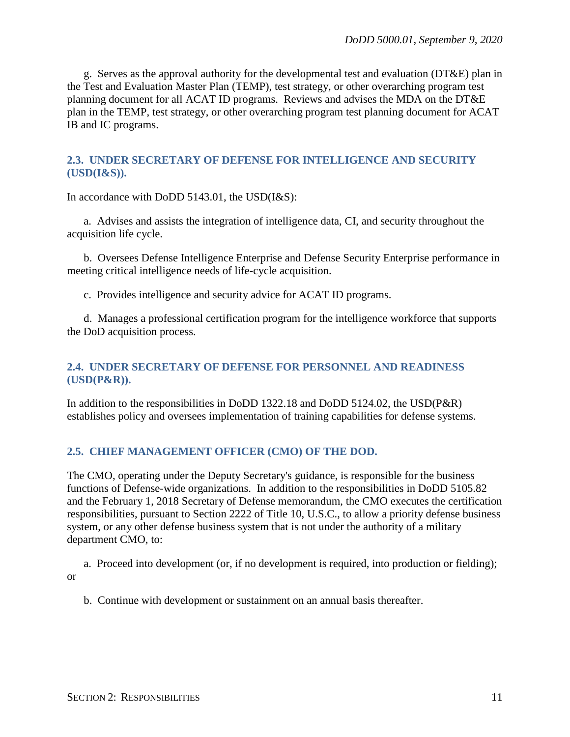g. Serves as the approval authority for the developmental test and evaluation (DT&E) plan in the Test and Evaluation Master Plan (TEMP), test strategy, or other overarching program test planning document for all ACAT ID programs. Reviews and advises the MDA on the DT&E plan in the TEMP, test strategy, or other overarching program test planning document for ACAT IB and IC programs.

## 2.3. UNDER SECRETARY OF DEFENSE FOR INTELLIGENCE AND SECURITY (USD(I&S)).

In accordance with DoDD 5143.01, the USD(I&S):

a. Advises and assists the integration of intelligence data, CI, and security throughout the acquisition life cycle.

b. Oversees Defense Intelligence Enterprise and Defense Security Enterprise performance in meeting critical intelligence needs of life-cycle acquisition.

c. Provides intelligence and security advice for ACAT ID programs.

d. Manages a professional certification program for the intelligence workforce that supports the DoD acquisition process.

## 2.4. UNDER SECRETARY OF DEFENSE FOR PERSONNEL AND READINESS (USD(P&R)).

In addition to the responsibilities in DoDD 1322.18 and DoDD 5124.02, the USD(P&R) establishes policy and oversees implementation of training capabilities for defense systems.

## 2.5. CHIEF MANAGEMENT OFFICER (CMO) OF THE DOD.

The CMO, operating under the Deputy Secretary's guidance, is responsible for the business functions of Defense-wide organizations. In addition to the responsibilities in DoDD 5105.82 and the February 1, 2018 Secretary of Defense memorandum, the CMO executes the certification responsibilities, pursuant to Section 2222 of Title 10, U.S.C., to allow a priority defense business system, or any other defense business system that is not under the authority of a military department CMO, to:

a. Proceed into development (or, if no development is required, into production or fielding); or

b. Continue with development or sustainment on an annual basis thereafter.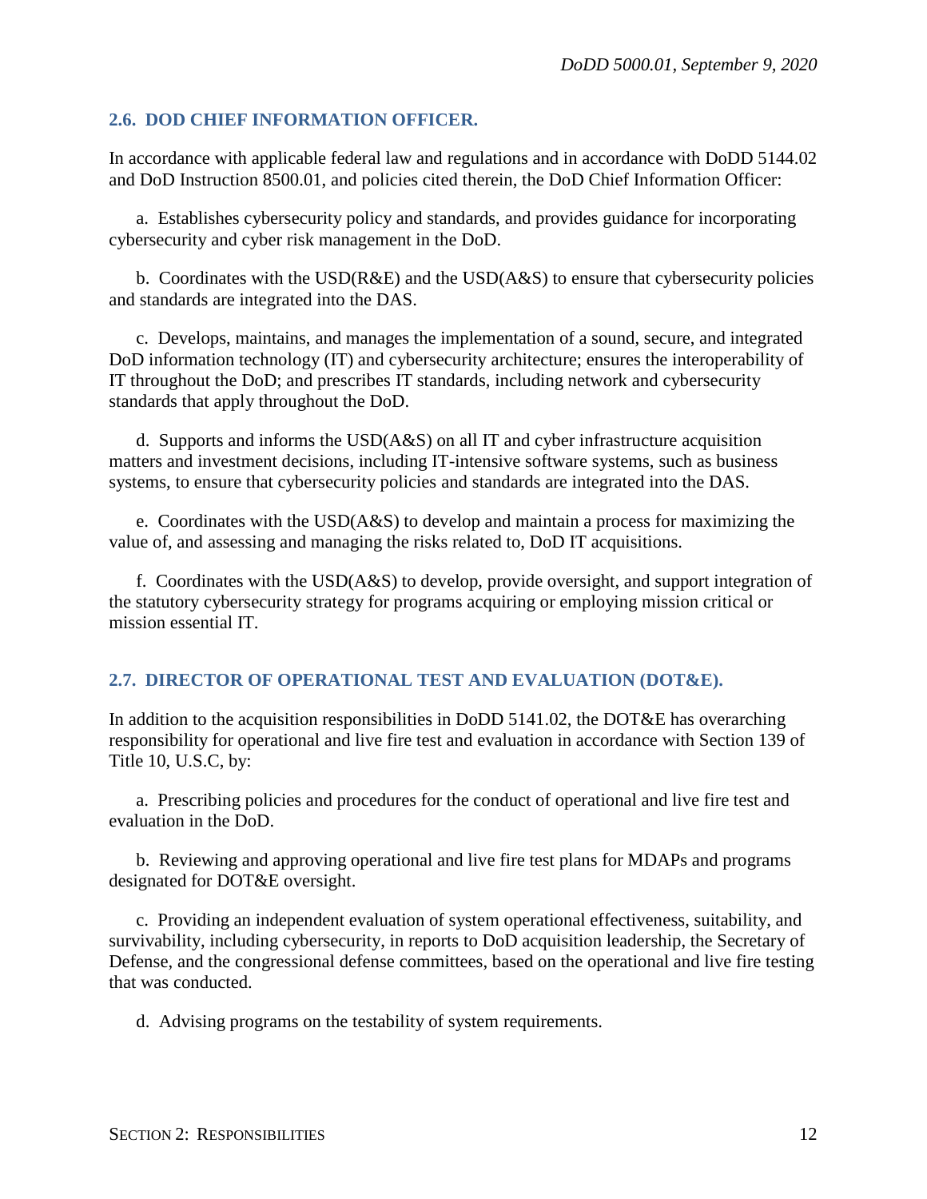### 2.6. DOD CHIEF INFORMATION OFFICER.

In accordance with applicable federal law and regulations and in accordance with DoDD 5144.02 and DoD Instruction 8500.01, and policies cited therein, the DoD Chief Information Officer:

a. Establishes cybersecurity policy and standards, and provides guidance for incorporating cybersecurity and cyber risk management in the DoD.

b. Coordinates with the USD(R&E) and the USD(A&S) to ensure that cybersecurity policies and standards are integrated into the DAS.

c. Develops, maintains, and manages the implementation of a sound, secure, and integrated DoD information technology (IT) and cybersecurity architecture; ensures the interoperability of IT throughout the DoD; and prescribes IT standards, including network and cybersecurity standards that apply throughout the DoD.

d. Supports and informs the USD(A&S) on all IT and cyber infrastructure acquisition matters and investment decisions, including IT-intensive software systems, such as business systems, to ensure that cybersecurity policies and standards are integrated into the DAS.

e. Coordinates with the USD(A&S) to develop and maintain a process for maximizing the value of, and assessing and managing the risks related to, DoD IT acquisitions.

f. Coordinates with the USD(A&S) to develop, provide oversight, and support integration of the statutory cybersecurity strategy for programs acquiring or employing mission critical or mission essential IT.

### 2.7. DIRECTOR OF OPERATIONAL TEST AND EVALUATION (DOT&E).

In addition to the acquisition responsibilities in DoDD 5141.02, the DOT&E has overarching responsibility for operational and live fire test and evaluation in accordance with Section 139 of Title 10, U.S.C, by:

a. Prescribing policies and procedures for the conduct of operational and live fire test and evaluation in the DoD.

b. Reviewing and approving operational and live fire test plans for MDAPs and programs designated for DOT&E oversight.

c. Providing an independent evaluation of system operational effectiveness, suitability, and survivability, including cybersecurity, in reports to DoD acquisition leadership, the Secretary of Defense, and the congressional defense committees, based on the operational and live fire testing that was conducted.

d. Advising programs on the testability of system requirements.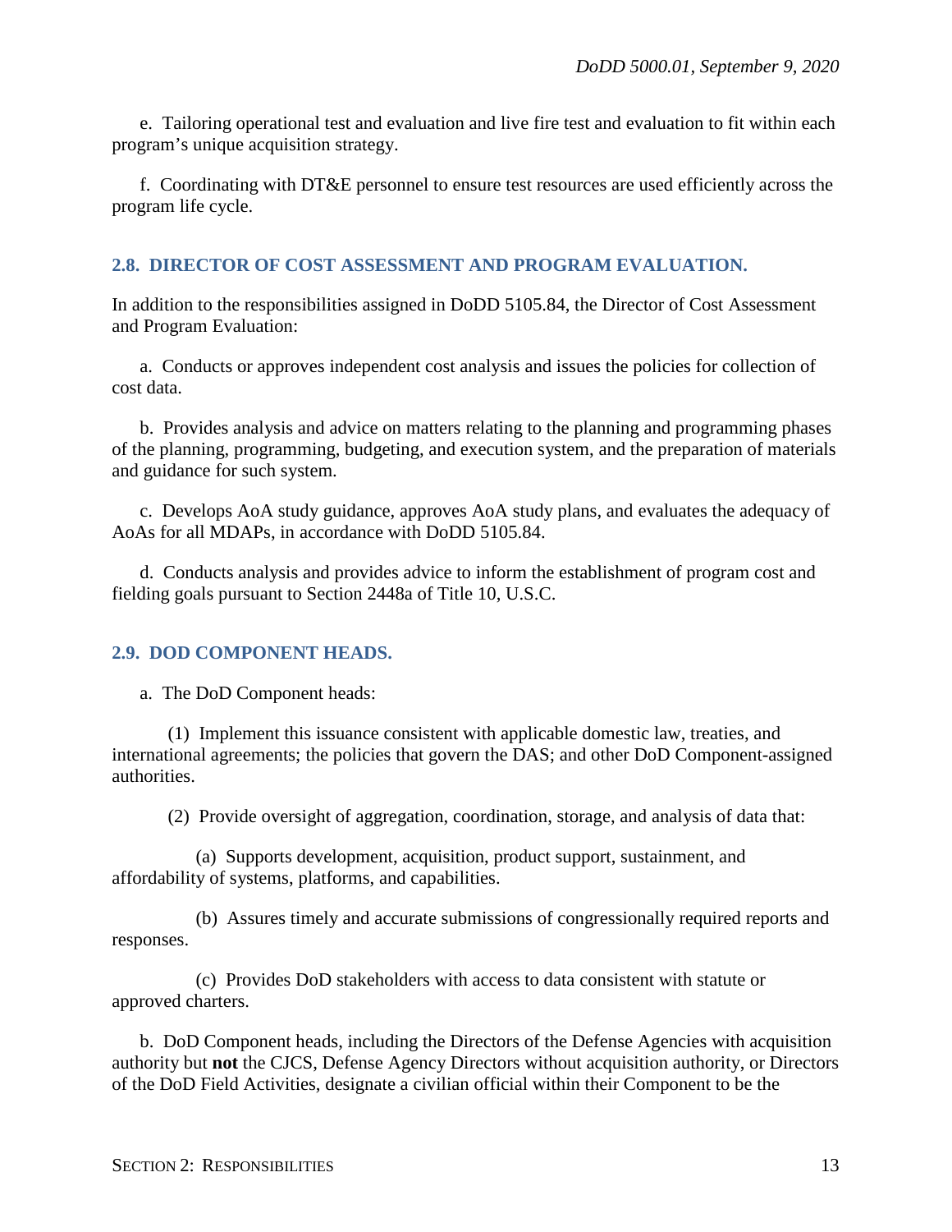e. Tailoring operational test and evaluation and live fire test and evaluation to fit within each program's unique acquisition strategy.

f. Coordinating with DT&E personnel to ensure test resources are used efficiently across the program life cycle.

## 2.8. DIRECTOR OF COST ASSESSMENT AND PROGRAM EVALUATION.

In addition to the responsibilities assigned in DoDD 5105.84, the Director of Cost Assessment and Program Evaluation:

a. Conducts or approves independent cost analysis and issues the policies for collection of cost data.

b. Provides analysis and advice on matters relating to the planning and programming phases of the planning, programming, budgeting, and execution system, and the preparation of materials and guidance for such system.

c. Develops AoA study guidance, approves AoA study plans, and evaluates the adequacy of AoAs for all MDAPs, in accordance with DoDD 5105.84.

d. Conducts analysis and provides advice to inform the establishment of program cost and fielding goals pursuant to Section 2448a of Title 10, U.S.C.

## 2.9. DOD COMPONENT HEADS.

a. The DoD Component heads:

(1) Implement this issuance consistent with applicable domestic law, treaties, and international agreements; the policies that govern the DAS; and other DoD Component-assigned authorities.

(2) Provide oversight of aggregation, coordination, storage, and analysis of data that:

(a) Supports development, acquisition, product support, sustainment, and affordability of systems, platforms, and capabilities.

(b) Assures timely and accurate submissions of congressionally required reports and responses.

(c) Provides DoD stakeholders with access to data consistent with statute or approved charters.

b. DoD Component heads, including the Directors of the Defense Agencies with acquisition authority but **not** the CJCS, Defense Agency Directors without acquisition authority, or Directors of the DoD Field Activities, designate a civilian official within their Component to be the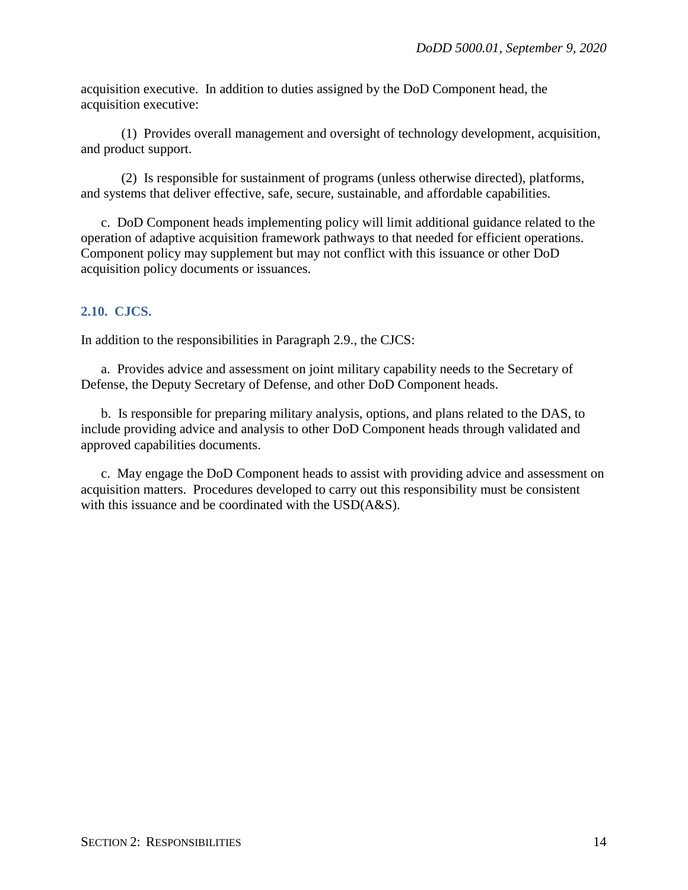acquisition executive. In addition to duties assigned by the DoD Component head, the acquisition executive:

(1) Provides overall management and oversight of technology development, acquisition, and product support.

(2) Is responsible for sustainment of programs (unless otherwise directed), platforms, and systems that deliver effective, safe, secure, sustainable, and affordable capabilities.

c. DoD Component heads implementing policy will limit additional guidance related to the operation of adaptive acquisition framework pathways to that needed for efficient operations. Component policy may supplement but may not conflict with this issuance or other DoD acquisition policy documents or issuances.

## 2.10. CJCS.

In addition to the responsibilities in Paragraph 2.9., the CJCS:

a. Provides advice and assessment on joint military capability needs to the Secretary of Defense, the Deputy Secretary of Defense, and other DoD Component heads.

b. Is responsible for preparing military analysis, options, and plans related to the DAS, to include providing advice and analysis to other DoD Component heads through validated and approved capabilities documents.

c. May engage the DoD Component heads to assist with providing advice and assessment on acquisition matters. Procedures developed to carry out this responsibility must be consistent with this issuance and be coordinated with the USD(A&S).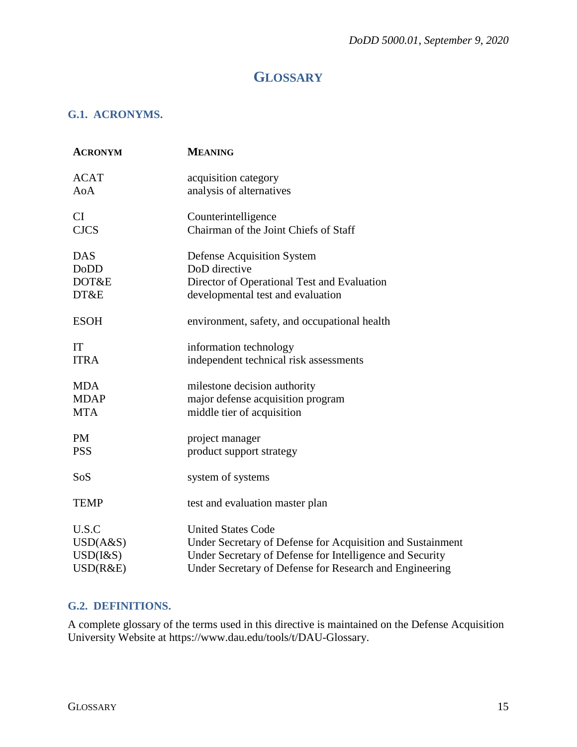# GLOSSARY

## G.1. ACRONYMS.

| ACRONYM | MEANING |
|---|---|
| ACAT | acquisition category |
| AoA | analysis of alternatives |
| CI | Counterintelligence |
| CJCS | Chairman of the Joint Chiefs of Staff |
| DAS | Defense Acquisition System |
| DoDD | DoD directive |
| DOT&E | Director of Operational Test and Evaluation |
| DT&E | developmental test and evaluation |
| ESOH | environment, safety, and occupational health |
| IT | information technology |
| ITRA | independent technical risk assessments |
| MDA | milestone decision authority |
| MDAP | major defense acquisition program |
| MTA | middle tier of acquisition |
| PM | project manager |
| PSS | product support strategy |
| SoS | system of systems |
| TEMP | test and evaluation master plan |
| U.S.C | United States Code |
| USD(A&S) | Under Secretary of Defense for Acquisition and Sustainment |
| USD(I&S) | Under Secretary of Defense for Intelligence and Security |
| USD(R&E) | Under Secretary of Defense for Research and Engineering |

## G.2. DEFINITIONS.

A complete glossary of the terms used in this directive is maintained on the Defense Acquisition University Website at https://www.dau.edu/tools/t/DAU-Glossary.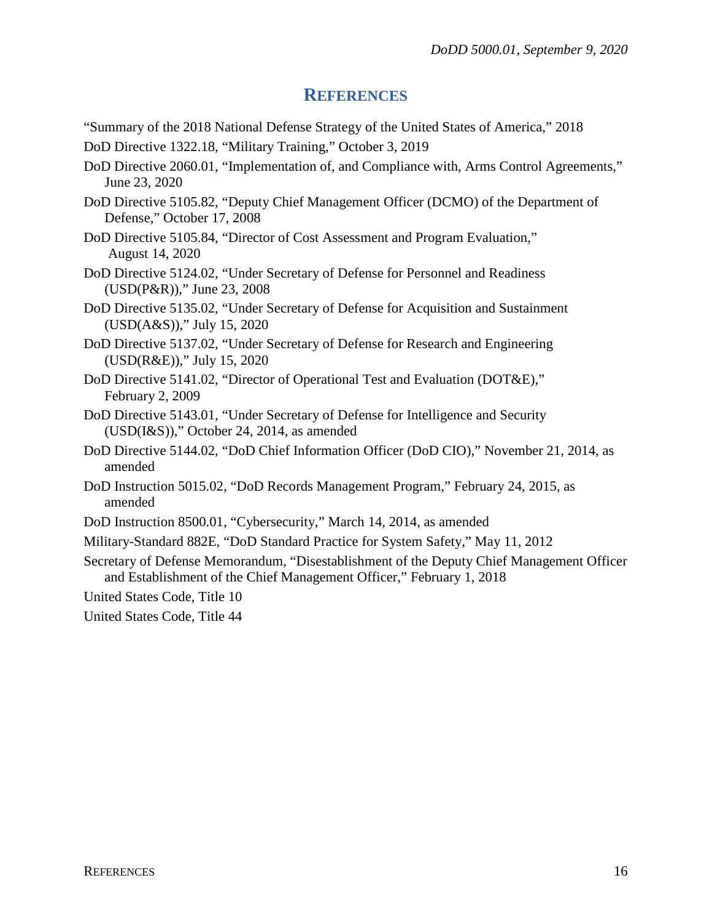## REFERENCES

"Summary of the 2018 National Defense Strategy of the United States of America," 2018

DoD Directive 1322.18, "Military Training," October 3, 2019

DoD Directive 2060.01, "Implementation of, and Compliance with, Arms Control Agreements," June 23, 2020

DoD Directive 5105.82, "Deputy Chief Management Officer (DCMO) of the Department of Defense," October 17, 2008

DoD Directive 5105.84, "Director of Cost Assessment and Program Evaluation," August 14, 2020

DoD Directive 5124.02, "Under Secretary of Defense for Personnel and Readiness (USD(P&R))," June 23, 2008

DoD Directive 5135.02, "Under Secretary of Defense for Acquisition and Sustainment (USD(A&S))," July 15, 2020

DoD Directive 5137.02, "Under Secretary of Defense for Research and Engineering (USD(R&E))," July 15, 2020

DoD Directive 5141.02, "Director of Operational Test and Evaluation (DOT&E)," February 2, 2009

DoD Directive 5143.01, "Under Secretary of Defense for Intelligence and Security (USD(I&S))," October 24, 2014, as amended

DoD Directive 5144.02, "DoD Chief Information Officer (DoD CIO)," November 21, 2014, as amended

DoD Instruction 5015.02, "DoD Records Management Program," February 24, 2015, as amended

DoD Instruction 8500.01, "Cybersecurity," March 14, 2014, as amended

Military-Standard 882E, "DoD Standard Practice for System Safety," May 11, 2012

Secretary of Defense Memorandum, "Disestablishment of the Deputy Chief Management Officer and Establishment of the Chief Management Officer," February 1, 2018

United States Code, Title 10

United States Code, Title 44